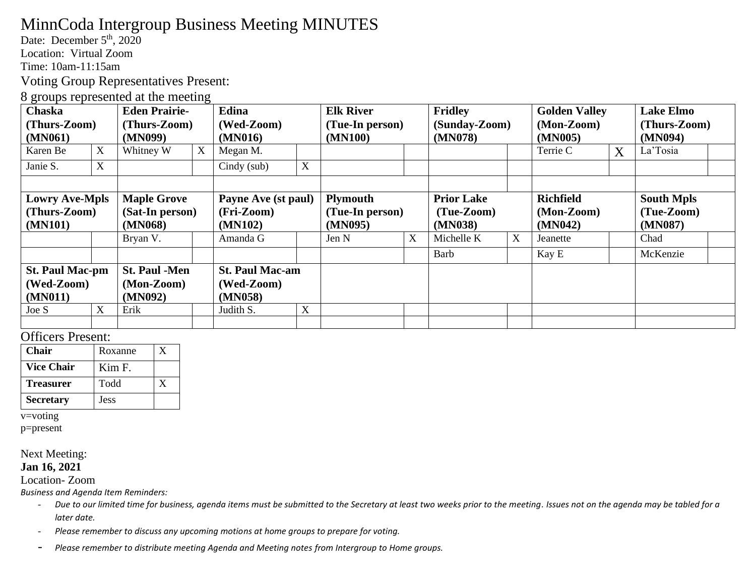# MinnCoda Intergroup Business Meeting MINUTES

Date: December 5th, 2020
Location: Virtual Zoom
Time: 10am-11:15am

Voting Group Representatives Present:

8 groups represented at the meeting

| **Chaska (Thurs-Zoom) (MN061)** | | **Eden Prairie- (Thurs-Zoom) (MN099)** | | **Edina (Wed-Zoom) (MN016)** | | **Elk River (Tue-In person) (MN100)** | | **Fridley (Sunday-Zoom) (MN078)** | | **Golden Valley (Mon-Zoom) (MN005)** | | **Lake Elmo (Thurs-Zoom) (MN094)** | |
|---|---|---|---|---|---|---|---|---|---|---|---|---|---|
| Karen Be | X | Whitney W | X | Megan M. | | | | | | Terrie C | X | La'Tosia | |
| Janie S. | X | | | Cindy (sub) | X | | | | | | | | |
| | | | | | | | | | | | | | |
| **Lowry Ave-Mpls (Thurs-Zoom) (MN101)** | | **Maple Grove (Sat-In person) (MN068)** | | **Payne Ave (st paul) (Fri-Zoom) (MN102)** | | **Plymouth (Tue-In person) (MN095)** | | **Prior Lake (Tue-Zoom) (MN038)** | | **Richfield (Mon-Zoom) (MN042)** | | **South Mpls (Tue-Zoom) (MN087)** | |
| | | Bryan V. | | Amanda G | | Jen N | X | Michelle K | X | Jeanette | | Chad | |
| | | | | | | | | Barb | | Kay E | | McKenzie | |
| **St. Paul Mac-pm (Wed-Zoom) (MN011)** | | **St. Paul -Men (Mon-Zoom) (MN092)** | | **St. Paul Mac-am (Wed-Zoom) (MN058)** | | | | | | | | | |
| Joe S | X | Erik | | Judith S. | X | | | | | | | | |
| | | | | | | | | | | | | | |

Officers Present:

| **Chair** | Roxanne | X |
|---|---|---|
| **Vice Chair** | Kim F. | |
| **Treasurer** | Todd | X |
| **Secretary** | Jess | |

v=voting
p=present

Next Meeting:
**Jan 16, 2021**
Location- Zoom

*Business and Agenda Item Reminders:*

- *Due to our limited time for business, agenda items must be submitted to the Secretary at least two weeks prior to the meeting. Issues not on the agenda may be tabled for a later date.*
- *Please remember to discuss any upcoming motions at home groups to prepare for voting.*
- *Please remember to distribute meeting Agenda and Meeting notes from Intergroup to Home groups.*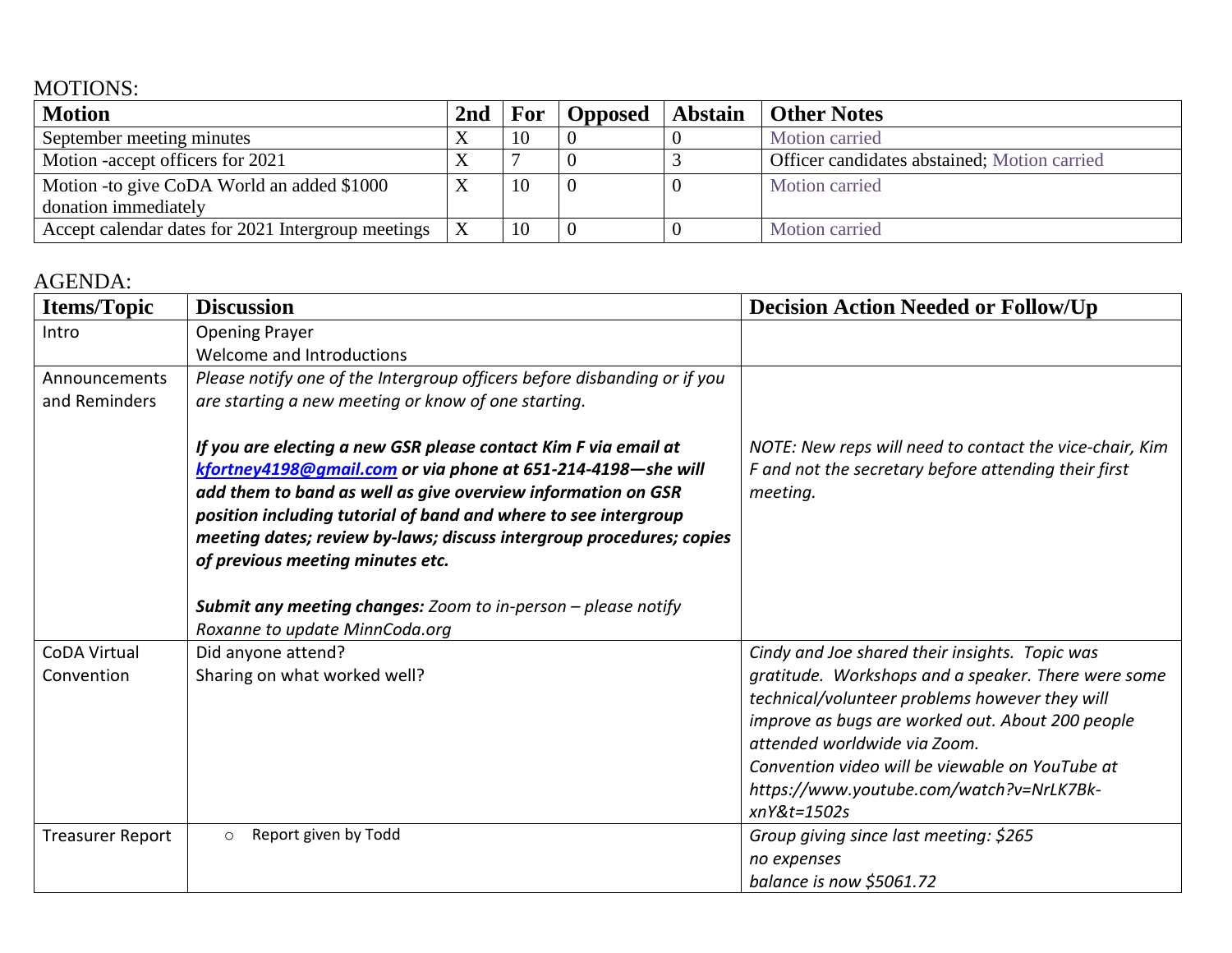## MOTIONS:

| Motion | 2nd | For | Opposed | Abstain | Other Notes |
|---|---|---|---|---|---|
| September meeting minutes | X | 10 | 0 | 0 | Motion carried |
| Motion -accept officers for 2021 | X | 7 | 0 | 3 | Officer candidates abstained; Motion carried |
| Motion -to give CoDA World an added $1000 donation immediately | X | 10 | 0 | 0 | Motion carried |
| Accept calendar dates for 2021 Intergroup meetings | X | 10 | 0 | 0 | Motion carried |

## AGENDA:

| Items/Topic | Discussion | Decision Action Needed or Follow/Up |
|---|---|---|
| Intro | Opening Prayer<br>Welcome and Introductions | |
| Announcements and Reminders | *Please notify one of the Intergroup officers before disbanding or if you are starting a new meeting or know of one starting.*<br><br>***If you are electing a new GSR please contact Kim F via email at [kfortney4198@gmail.com](mailto:kfortney4198@gmail.com) or via phone at 651-214-4198—she will add them to band as well as give overview information on GSR position including tutorial of band and where to see intergroup meeting dates; review by-laws; discuss intergroup procedures; copies of previous meeting minutes etc.***<br><br>***Submit any meeting changes:*** *Zoom to in-person – please notify Roxanne to update MinnCoda.org* | *NOTE: New reps will need to contact the vice-chair, Kim F and not the secretary before attending their first meeting.* |
| CoDA Virtual Convention | Did anyone attend?<br>Sharing on what worked well? | *Cindy and Joe shared their insights. Topic was gratitude. Workshops and a speaker. There were some technical/volunteer problems however they will improve as bugs are worked out. About 200 people attended worldwide via Zoom.*<br>*Convention video will be viewable on YouTube at https://www.youtube.com/watch?v=NrLK7Bk-xnY&t=1502s* |
| Treasurer Report | ○ Report given by Todd | *Group giving since last meeting: $265*<br>*no expenses*<br>*balance is now $5061.72* |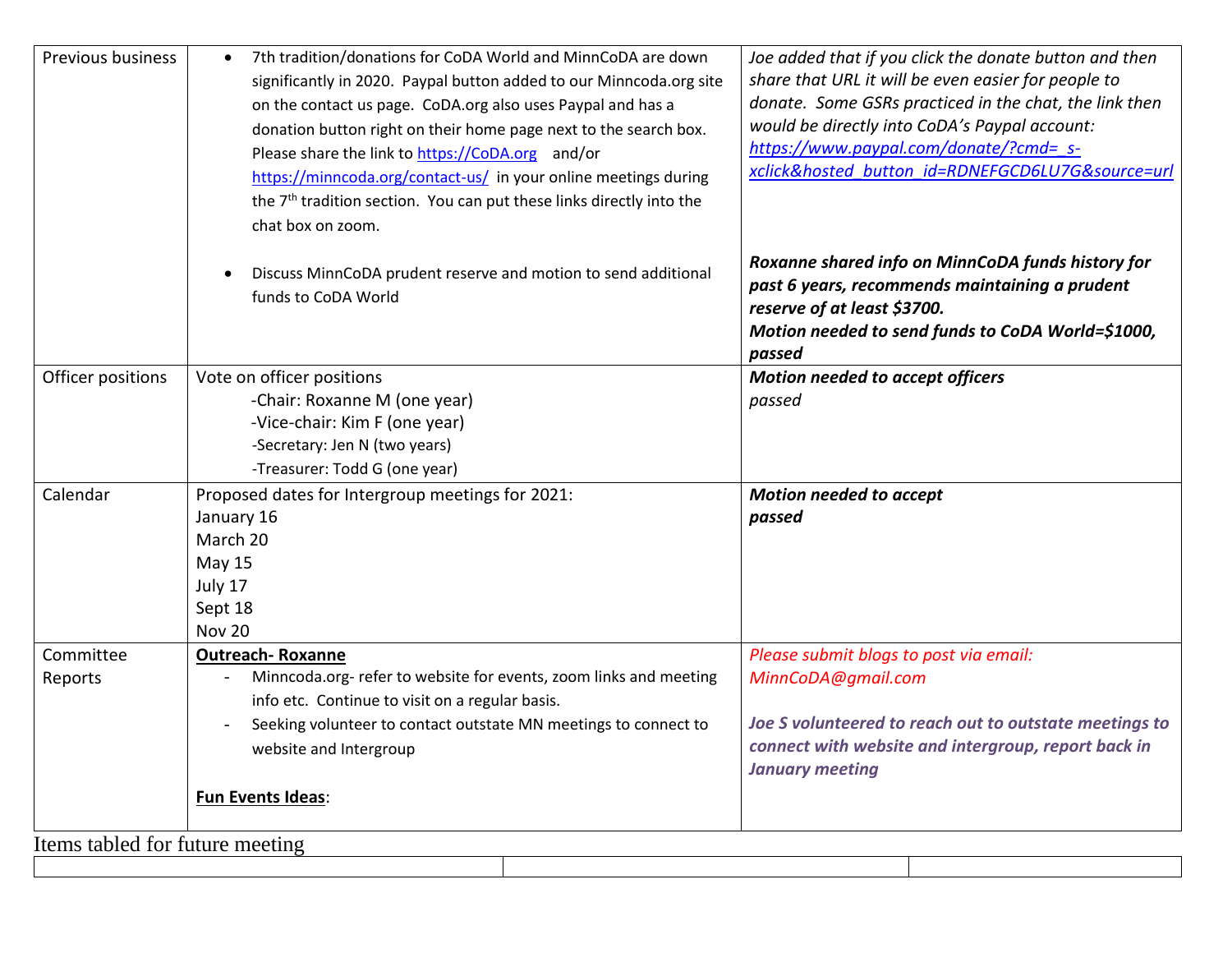| | | |
|---|---|---|
| Previous business | • 7th tradition/donations for CoDA World and MinnCoDA are down significantly in 2020. Paypal button added to our Minncoda.org site on the contact us page. CoDA.org also uses Paypal and has a donation button right on their home page next to the search box. Please share the link to https://CoDA.org and/or https://minncoda.org/contact-us/ in your online meetings during the 7th tradition section. You can put these links directly into the chat box on zoom.<br><br>• Discuss MinnCoDA prudent reserve and motion to send additional funds to CoDA World | *Joe added that if you click the donate button and then share that URL it will be even easier for people to donate. Some GSRs practiced in the chat, the link then would be directly into CoDA's Paypal account: https://www.paypal.com/donate/?cmd=_s-xclick&hosted_button_id=RDNEFGCD6LU7G&source=url*<br><br>***Roxanne shared info on MinnCoDA funds history for past 6 years, recommends maintaining a prudent reserve of at least $3700.***<br>***Motion needed to send funds to CoDA World=$1000, passed*** |
| Officer positions | Vote on officer positions<br>-Chair: Roxanne M (one year)<br>-Vice-chair: Kim F (one year)<br>-Secretary: Jen N (two years)<br>-Treasurer: Todd G (one year) | ***Motion needed to accept officers***<br>*passed* |
| Calendar | Proposed dates for Intergroup meetings for 2021:<br>January 16<br>March 20<br>May 15<br>July 17<br>Sept 18<br>Nov 20 | ***Motion needed to accept***<br>***passed*** |
| Committee Reports | **<u>Outreach- Roxanne</u>**<br>- Minncoda.org- refer to website for events, zoom links and meeting info etc. Continue to visit on a regular basis.<br>- Seeking volunteer to contact outstate MN meetings to connect to website and Intergroup<br><br>**<u>Fun Events Ideas</u>**: | *Please submit blogs to post via email: MinnCoDA@gmail.com*<br><br>***Joe S volunteered to reach out to outstate meetings to connect with website and intergroup, report back in January meeting*** |

Items tabled for future meeting

| | | |
|---|---|---|
| | | |